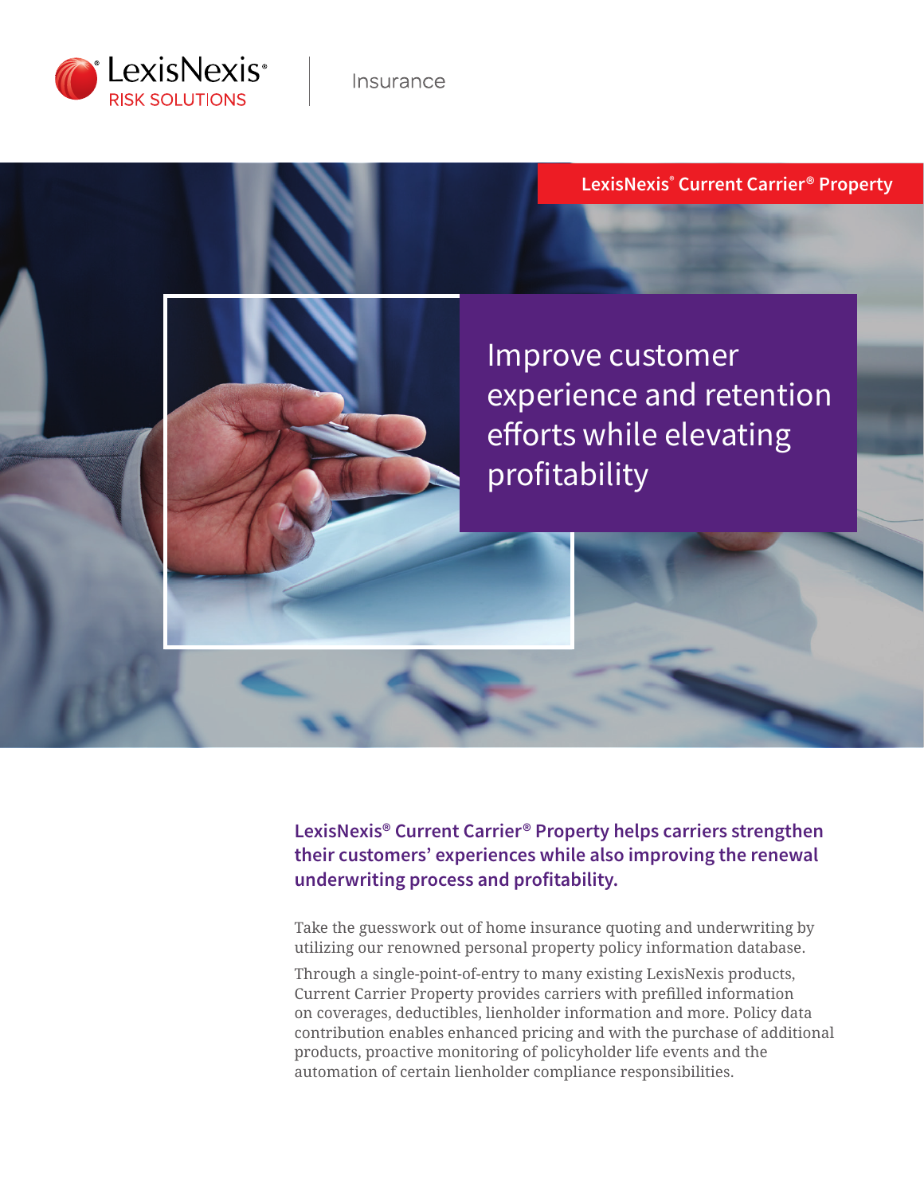LexisNexis® RISK SOLUTIONS | Insurance

**LexisNexis® Current Carrier® Property**

# Improve customer experience and retention efforts while elevating profitability

**LexisNexis® Current Carrier® Property helps carriers strengthen their customers' experiences while also improving the renewal underwriting process and profitability.**

Take the guesswork out of home insurance quoting and underwriting by utilizing our renowned personal property policy information database.

Through a single-point-of-entry to many existing LexisNexis products, Current Carrier Property provides carriers with prefilled information on coverages, deductibles, lienholder information and more. Policy data contribution enables enhanced pricing and with the purchase of additional products, proactive monitoring of policyholder life events and the automation of certain lienholder compliance responsibilities.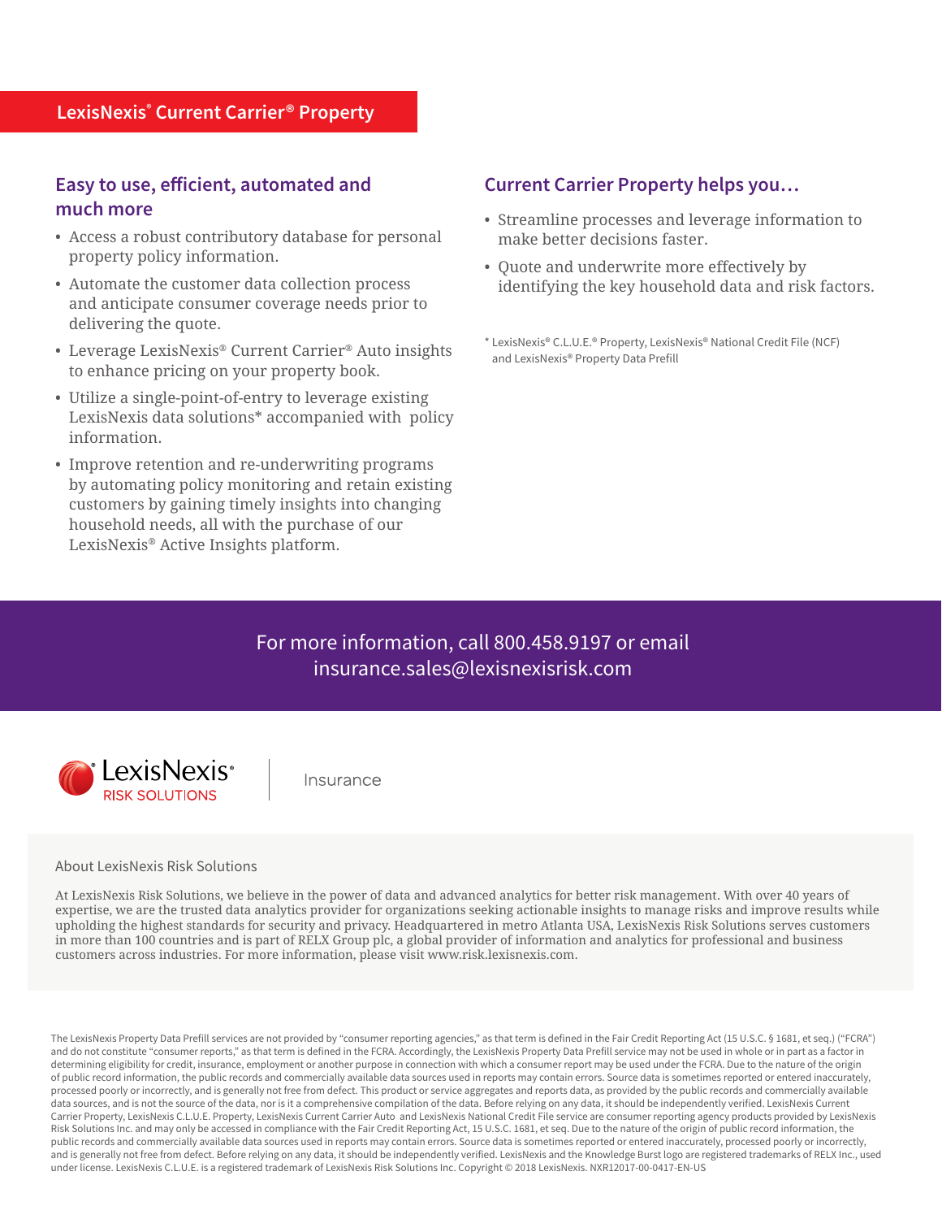## LexisNexis® Current Carrier® Property

### Easy to use, efficient, automated and much more

- Access a robust contributory database for personal property policy information.
- Automate the customer data collection process and anticipate consumer coverage needs prior to delivering the quote.
- Leverage LexisNexis® Current Carrier® Auto insights to enhance pricing on your property book.
- Utilize a single-point-of-entry to leverage existing LexisNexis data solutions* accompanied with policy information.
- Improve retention and re-underwriting programs by automating policy monitoring and retain existing customers by gaining timely insights into changing household needs, all with the purchase of our LexisNexis® Active Insights platform.

### Current Carrier Property helps you…

- Streamline processes and leverage information to make better decisions faster.
- Quote and underwrite more effectively by identifying the key household data and risk factors.

* LexisNexis® C.L.U.E.® Property, LexisNexis® National Credit File (NCF) and LexisNexis® Property Data Prefill

For more information, call 800.458.9197 or email insurance.sales@lexisnexisrisk.com

LexisNexis® RISK SOLUTIONS | Insurance

About LexisNexis Risk Solutions

At LexisNexis Risk Solutions, we believe in the power of data and advanced analytics for better risk management. With over 40 years of expertise, we are the trusted data analytics provider for organizations seeking actionable insights to manage risks and improve results while upholding the highest standards for security and privacy. Headquartered in metro Atlanta USA, LexisNexis Risk Solutions serves customers in more than 100 countries and is part of RELX Group plc, a global provider of information and analytics for professional and business customers across industries. For more information, please visit www.risk.lexisnexis.com.

The LexisNexis Property Data Prefill services are not provided by "consumer reporting agencies," as that term is defined in the Fair Credit Reporting Act (15 U.S.C. § 1681, et seq.) ("FCRA") and do not constitute "consumer reports," as that term is defined in the FCRA. Accordingly, the LexisNexis Property Data Prefill service may not be used in whole or in part as a factor in determining eligibility for credit, insurance, employment or another purpose in connection with which a consumer report may be used under the FCRA. Due to the nature of the origin of public record information, the public records and commercially available data sources used in reports may contain errors. Source data is sometimes reported or entered inaccurately, processed poorly or incorrectly, and is generally not free from defect. This product or service aggregates and reports data, as provided by the public records and commercially available data sources, and is not the source of the data, nor is it a comprehensive compilation of the data. Before relying on any data, it should be independently verified. LexisNexis Current Carrier Property, LexisNexis C.L.U.E. Property, LexisNexis Current Carrier Auto and LexisNexis National Credit File service are consumer reporting agency products provided by LexisNexis Risk Solutions Inc. and may only be accessed in compliance with the Fair Credit Reporting Act, 15 U.S.C. 1681, et seq. Due to the nature of the origin of public record information, the public records and commercially available data sources used in reports may contain errors. Source data is sometimes reported or entered inaccurately, processed poorly or incorrectly, and is generally not free from defect. Before relying on any data, it should be independently verified. LexisNexis and the Knowledge Burst logo are registered trademarks of RELX Inc., used under license. LexisNexis C.L.U.E. is a registered trademark of LexisNexis Risk Solutions Inc. Copyright © 2018 LexisNexis. NXR12017-00-0417-EN-US